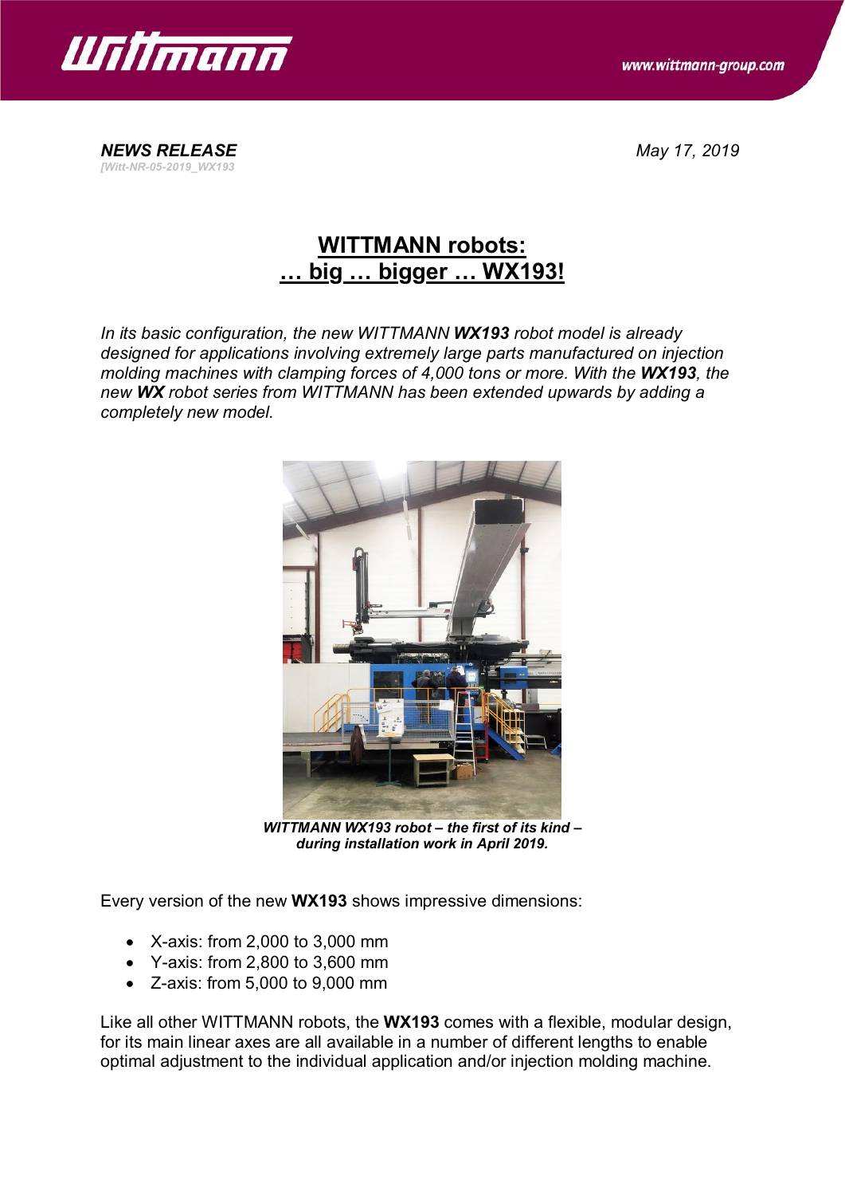***NEWS RELEASE***
*[Witt-NR-05-2019_WX193*

*May 17, 2019*

# WITTMANN robots: … big … bigger … WX193!

*In its basic configuration, the new WITTMANN **WX193** robot model is already designed for applications involving extremely large parts manufactured on injection molding machines with clamping forces of 4,000 tons or more. With the **WX193**, the new **WX** robot series from WITTMANN has been extended upwards by adding a completely new model.*

***WITTMANN WX193 robot – the first of its kind – during installation work in April 2019.***

Every version of the new **WX193** shows impressive dimensions:

- X-axis: from 2,000 to 3,000 mm
- Y-axis: from 2,800 to 3,600 mm
- Z-axis: from 5,000 to 9,000 mm

Like all other WITTMANN robots, the **WX193** comes with a flexible, modular design, for its main linear axes are all available in a number of different lengths to enable optimal adjustment to the individual application and/or injection molding machine.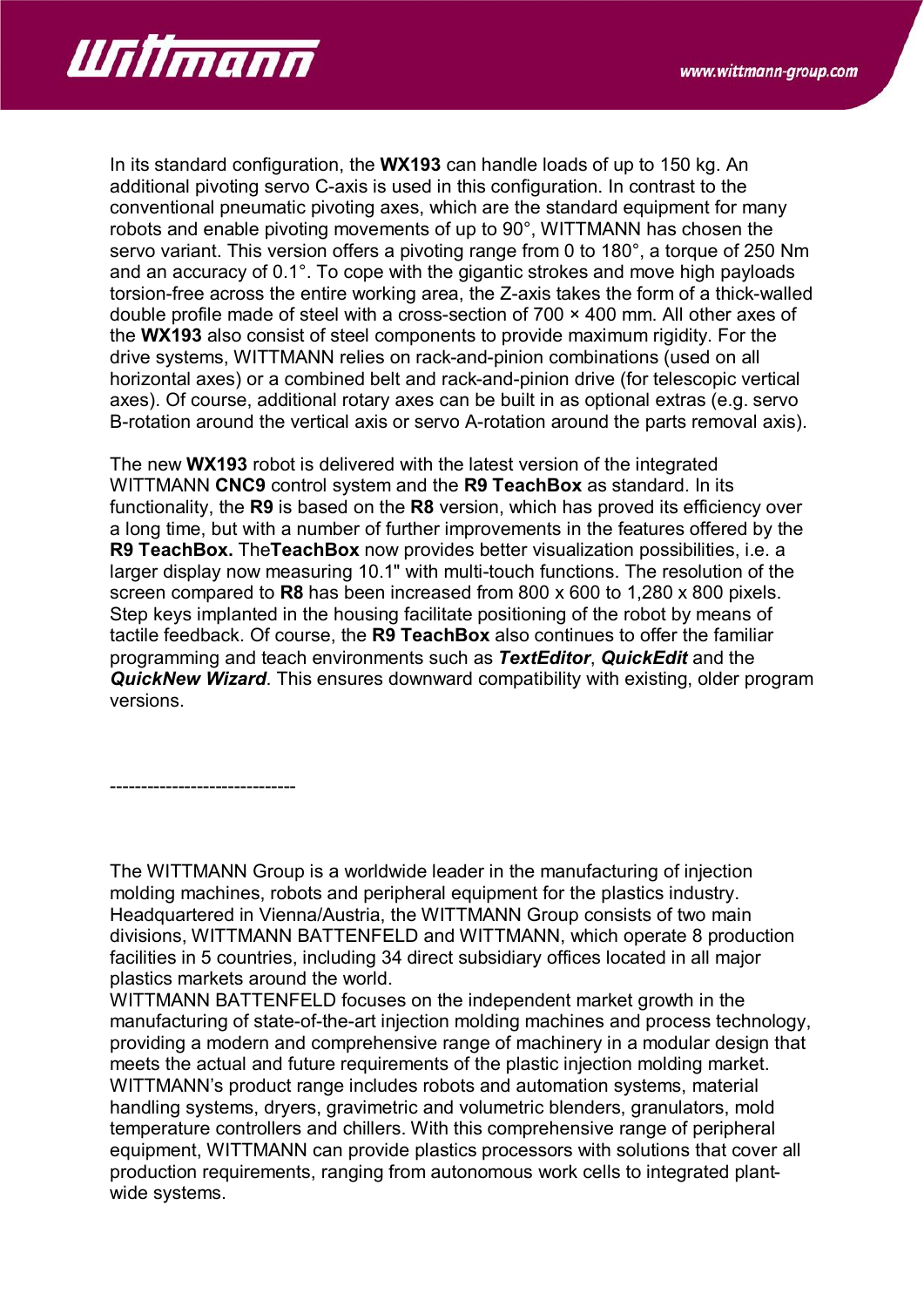In its standard configuration, the **WX193** can handle loads of up to 150 kg. An additional pivoting servo C-axis is used in this configuration. In contrast to the conventional pneumatic pivoting axes, which are the standard equipment for many robots and enable pivoting movements of up to 90°, WITTMANN has chosen the servo variant. This version offers a pivoting range from 0 to 180°, a torque of 250 Nm and an accuracy of 0.1°. To cope with the gigantic strokes and move high payloads torsion-free across the entire working area, the Z-axis takes the form of a thick-walled double profile made of steel with a cross-section of 700 × 400 mm. All other axes of the **WX193** also consist of steel components to provide maximum rigidity. For the drive systems, WITTMANN relies on rack-and-pinion combinations (used on all horizontal axes) or a combined belt and rack-and-pinion drive (for telescopic vertical axes). Of course, additional rotary axes can be built in as optional extras (e.g. servo B-rotation around the vertical axis or servo A-rotation around the parts removal axis).

The new **WX193** robot is delivered with the latest version of the integrated WITTMANN **CNC9** control system and the **R9 TeachBox** as standard. In its functionality, the **R9** is based on the **R8** version, which has proved its efficiency over a long time, but with a number of further improvements in the features offered by the **R9 TeachBox.** The**TeachBox** now provides better visualization possibilities, i.e. a larger display now measuring 10.1" with multi-touch functions. The resolution of the screen compared to **R8** has been increased from 800 x 600 to 1,280 x 800 pixels. Step keys implanted in the housing facilitate positioning of the robot by means of tactile feedback. Of course, the **R9 TeachBox** also continues to offer the familiar programming and teach environments such as ***TextEditor***, ***QuickEdit*** and the ***QuickNew Wizard***. This ensures downward compatibility with existing, older program versions.

------------------------------

The WITTMANN Group is a worldwide leader in the manufacturing of injection molding machines, robots and peripheral equipment for the plastics industry. Headquartered in Vienna/Austria, the WITTMANN Group consists of two main divisions, WITTMANN BATTENFELD and WITTMANN, which operate 8 production facilities in 5 countries, including 34 direct subsidiary offices located in all major plastics markets around the world.
WITTMANN BATTENFELD focuses on the independent market growth in the manufacturing of state-of-the-art injection molding machines and process technology, providing a modern and comprehensive range of machinery in a modular design that meets the actual and future requirements of the plastic injection molding market.
WITTMANN's product range includes robots and automation systems, material handling systems, dryers, gravimetric and volumetric blenders, granulators, mold temperature controllers and chillers. With this comprehensive range of peripheral equipment, WITTMANN can provide plastics processors with solutions that cover all production requirements, ranging from autonomous work cells to integrated plant-wide systems.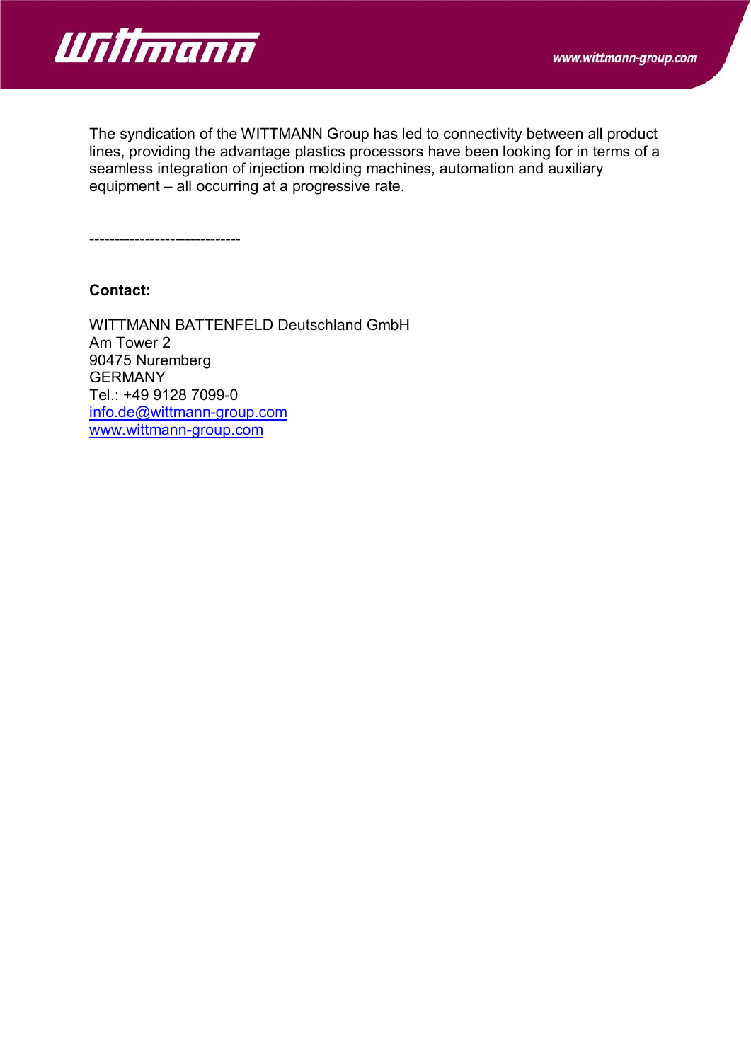The syndication of the WITTMANN Group has led to connectivity between all product lines, providing the advantage plastics processors have been looking for in terms of a seamless integration of injection molding machines, automation and auxiliary equipment – all occurring at a progressive rate.

------------------------------

**Contact:**

WITTMANN BATTENFELD Deutschland GmbH  
Am Tower 2  
90475 Nuremberg  
GERMANY  
Tel.: +49 9128 7099-0  
info.de@wittmann-group.com  
www.wittmann-group.com